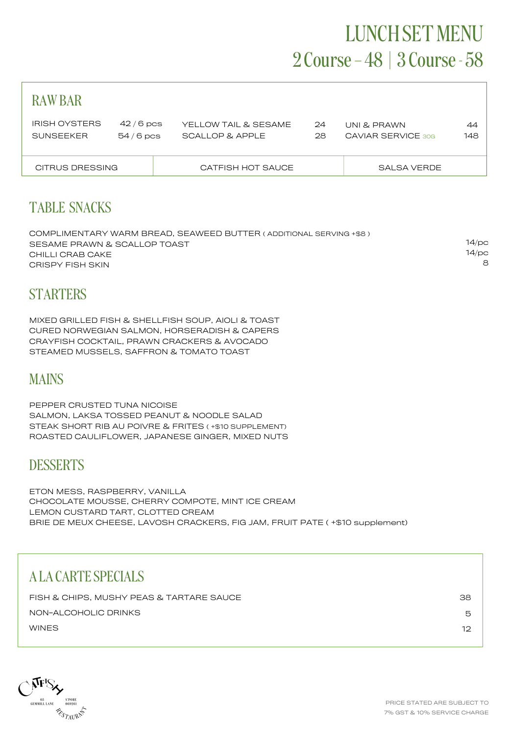# LUNCH SET MENU

## 2 Course – 48 | 3 Course - 58

## RAW BAR

| | | | | | |
|---|---|---|---|---|---|
| IRISH OYSTERS | 42 / 6 pcs | YELLOW TAIL & SESAME | 24 | UNI & PRAWN | 44 |
| SUNSEEKER | 54 / 6 pcs | SCALLOP & APPLE | 28 | CAVIAR SERVICE 30G | 148 |

| CITRUS DRESSING | CATFISH HOT SAUCE | SALSA VERDE |
|---|---|---|

## TABLE SNACKS

COMPLIMENTARY WARM BREAD, SEAWEED BUTTER ( ADDITIONAL SERVING +$8 )

| | |
|---|---|
| SESAME PRAWN & SCALLOP TOAST | 14/pc |
| CHILLI CRAB CAKE | 14/pc |
| CRISPY FISH SKIN | 8 |

## STARTERS

MIXED GRILLED FISH & SHELLFISH SOUP, AIOLI & TOAST
CURED NORWEGIAN SALMON, HORSERADISH & CAPERS
CRAYFISH COCKTAIL, PRAWN CRACKERS & AVOCADO
STEAMED MUSSELS, SAFFRON & TOMATO TOAST

## MAINS

PEPPER CRUSTED TUNA NICOISE
SALMON, LAKSA TOSSED PEANUT & NOODLE SALAD
STEAK SHORT RIB AU POIVRE & FRITES ( +$10 SUPPLEMENT)
ROASTED CAULIFLOWER, JAPANESE GINGER, MIXED NUTS

## DESSERTS

ETON MESS, RASPBERRY, VANILLA
CHOCOLATE MOUSSE, CHERRY COMPOTE, MINT ICE CREAM
LEMON CUSTARD TART, CLOTTED CREAM
BRIE DE MEUX CHEESE, LAVOSH CRACKERS, FIG JAM, FRUIT PATE ( +$10 supplement)

## A LA CARTE SPECIALS

| | |
|---|---|
| FISH & CHIPS, MUSHY PEAS & TARTARE SAUCE | 38 |
| NON-ALCOHOLIC DRINKS | 5 |
| WINES | 12 |

CATFISH RESTAURANT
05 GEMMILL LANE S'PORE 069261

PRICE STATED ARE SUBJECT TO 7% GST & 10% SERVICE CHARGE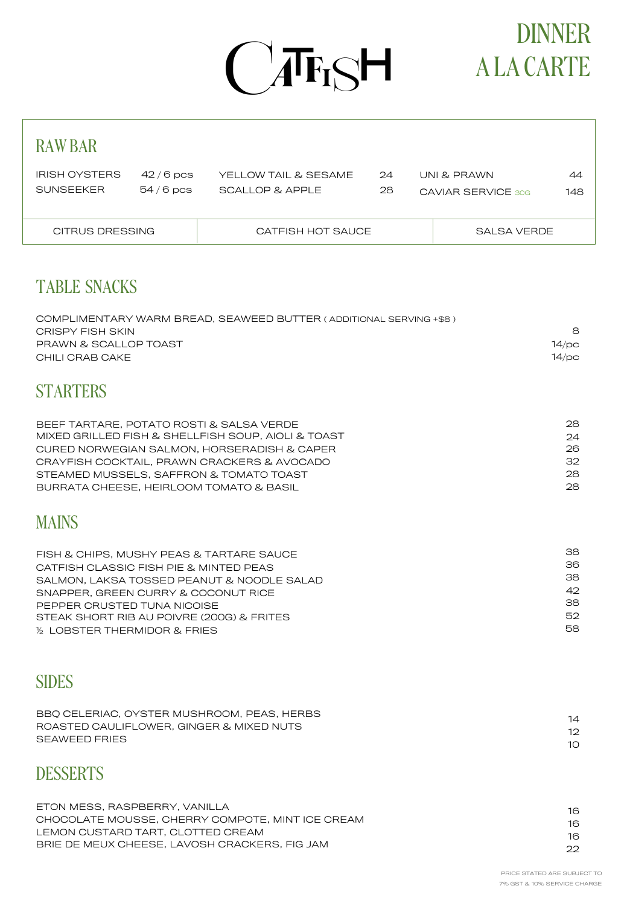# CATFISH

## DINNER A LA CARTE

## RAW BAR

| | | | | | |
|---|---|---|---|---|---|
| IRISH OYSTERS | 42 / 6 pcs | YELLOW TAIL & SESAME | 24 | UNI & PRAWN | 44 |
| SUNSEEKER | 54 / 6 pcs | SCALLOP & APPLE | 28 | CAVIAR SERVICE 30G | 148 |

| | | |
|---|---|---|
| CITRUS DRESSING | CATFISH HOT SAUCE | SALSA VERDE |

## TABLE SNACKS

| | |
|---|---|
| COMPLIMENTARY WARM BREAD, SEAWEED BUTTER ( ADDITIONAL SERVING +$8 ) | |
| CRISPY FISH SKIN | 8 |
| PRAWN & SCALLOP TOAST | 14/pc |
| CHILI CRAB CAKE | 14/pc |

## STARTERS

| | |
|---|---|
| BEEF TARTARE, POTATO ROSTI & SALSA VERDE | 28 |
| MIXED GRILLED FISH & SHELLFISH SOUP, AIOLI & TOAST | 24 |
| CURED NORWEGIAN SALMON, HORSERADISH & CAPER | 26 |
| CRAYFISH COCKTAIL, PRAWN CRACKERS & AVOCADO | 32 |
| STEAMED MUSSELS, SAFFRON & TOMATO TOAST | 28 |
| BURRATA CHEESE, HEIRLOOM TOMATO & BASIL | 28 |

## MAINS

| | |
|---|---|
| FISH & CHIPS, MUSHY PEAS & TARTARE SAUCE | 38 |
| CATFISH CLASSIC FISH PIE & MINTED PEAS | 36 |
| SALMON, LAKSA TOSSED PEANUT & NOODLE SALAD | 38 |
| SNAPPER, GREEN CURRY & COCONUT RICE | 42 |
| PEPPER CRUSTED TUNA NICOISE | 38 |
| STEAK SHORT RIB AU POIVRE (200G) & FRITES | 52 |
| ½ LOBSTER THERMIDOR & FRIES | 58 |

## SIDES

| | |
|---|---|
| BBQ CELERIAC, OYSTER MUSHROOM, PEAS, HERBS | 14 |
| ROASTED CAULIFLOWER, GINGER & MIXED NUTS | 12 |
| SEAWEED FRIES | 10 |

## DESSERTS

| | |
|---|---|
| ETON MESS, RASPBERRY, VANILLA | 16 |
| CHOCOLATE MOUSSE, CHERRY COMPOTE, MINT ICE CREAM | 16 |
| LEMON CUSTARD TART, CLOTTED CREAM | 16 |
| BRIE DE MEUX CHEESE, LAVOSH CRACKERS, FIG JAM | 22 |

PRICE STATED ARE SUBJECT TO 7% GST & 10% SERVICE CHARGE